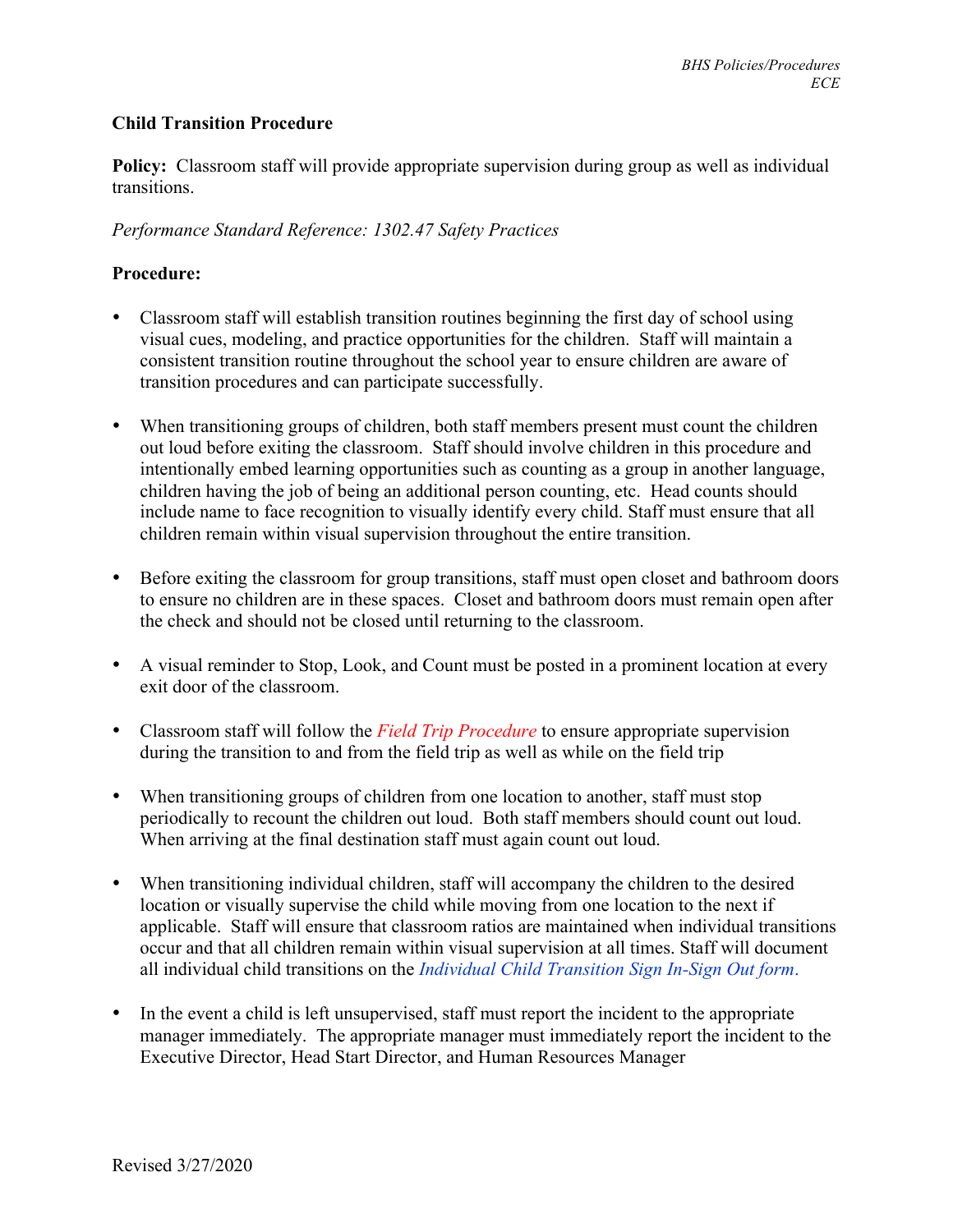**Child Transition Procedure**

**Policy:** Classroom staff will provide appropriate supervision during group as well as individual transitions.

*Performance Standard Reference: 1302.47 Safety Practices*

**Procedure:**

- Classroom staff will establish transition routines beginning the first day of school using visual cues, modeling, and practice opportunities for the children. Staff will maintain a consistent transition routine throughout the school year to ensure children are aware of transition procedures and can participate successfully.

- When transitioning groups of children, both staff members present must count the children out loud before exiting the classroom. Staff should involve children in this procedure and intentionally embed learning opportunities such as counting as a group in another language, children having the job of being an additional person counting, etc. Head counts should include name to face recognition to visually identify every child. Staff must ensure that all children remain within visual supervision throughout the entire transition.

- Before exiting the classroom for group transitions, staff must open closet and bathroom doors to ensure no children are in these spaces. Closet and bathroom doors must remain open after the check and should not be closed until returning to the classroom.

- A visual reminder to Stop, Look, and Count must be posted in a prominent location at every exit door of the classroom.

- Classroom staff will follow the *Field Trip Procedure* to ensure appropriate supervision during the transition to and from the field trip as well as while on the field trip

- When transitioning groups of children from one location to another, staff must stop periodically to recount the children out loud. Both staff members should count out loud. When arriving at the final destination staff must again count out loud.

- When transitioning individual children, staff will accompany the children to the desired location or visually supervise the child while moving from one location to the next if applicable. Staff will ensure that classroom ratios are maintained when individual transitions occur and that all children remain within visual supervision at all times. Staff will document all individual child transitions on the *Individual Child Transition Sign In-Sign Out form*.

- In the event a child is left unsupervised, staff must report the incident to the appropriate manager immediately. The appropriate manager must immediately report the incident to the Executive Director, Head Start Director, and Human Resources Manager

Revised 3/27/2020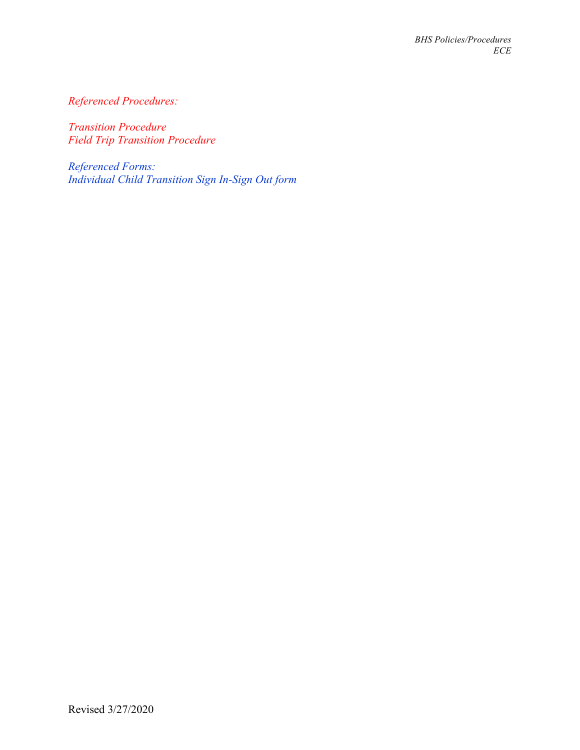*Referenced Procedures:*

*Transition Procedure*
*Field Trip Transition Procedure*

*Referenced Forms:*
*Individual Child Transition Sign In-Sign Out form*

Revised 3/27/2020